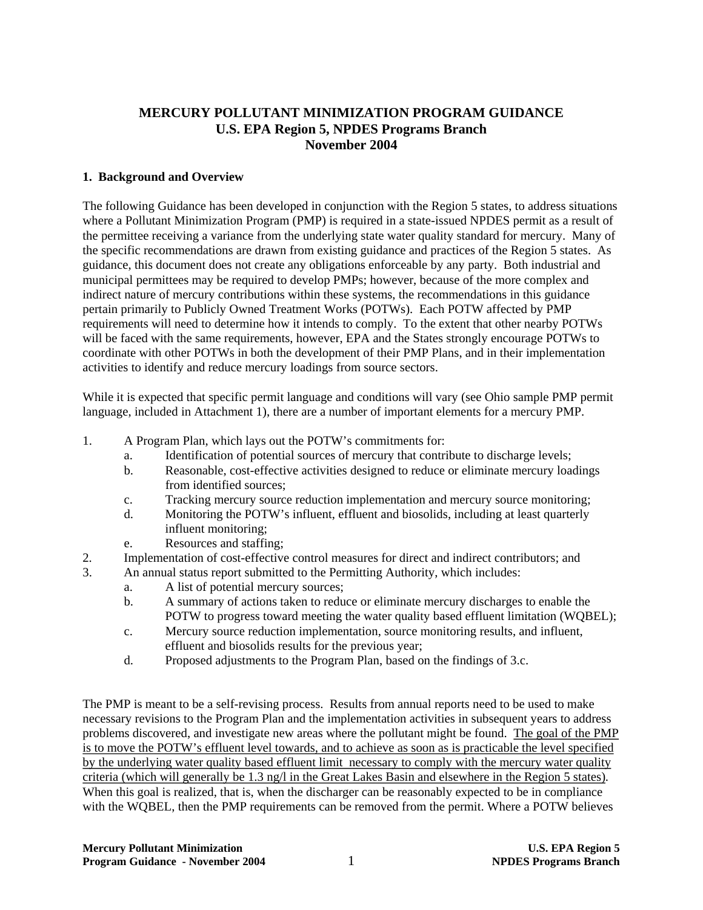# MERCURY POLLUTANT MINIMIZATION PROGRAM GUIDANCE
## U.S. EPA Region 5, NPDES Programs Branch
## November 2004

### 1. Background and Overview

The following Guidance has been developed in conjunction with the Region 5 states, to address situations where a Pollutant Minimization Program (PMP) is required in a state-issued NPDES permit as a result of the permittee receiving a variance from the underlying state water quality standard for mercury. Many of the specific recommendations are drawn from existing guidance and practices of the Region 5 states. As guidance, this document does not create any obligations enforceable by any party. Both industrial and municipal permittees may be required to develop PMPs; however, because of the more complex and indirect nature of mercury contributions within these systems, the recommendations in this guidance pertain primarily to Publicly Owned Treatment Works (POTWs). Each POTW affected by PMP requirements will need to determine how it intends to comply. To the extent that other nearby POTWs will be faced with the same requirements, however, EPA and the States strongly encourage POTWs to coordinate with other POTWs in both the development of their PMP Plans, and in their implementation activities to identify and reduce mercury loadings from source sectors.

While it is expected that specific permit language and conditions will vary (see Ohio sample PMP permit language, included in Attachment 1), there are a number of important elements for a mercury PMP.

1. A Program Plan, which lays out the POTW's commitments for:
   a. Identification of potential sources of mercury that contribute to discharge levels;
   b. Reasonable, cost-effective activities designed to reduce or eliminate mercury loadings from identified sources;
   c. Tracking mercury source reduction implementation and mercury source monitoring;
   d. Monitoring the POTW's influent, effluent and biosolids, including at least quarterly influent monitoring;
   e. Resources and staffing;
2. Implementation of cost-effective control measures for direct and indirect contributors; and
3. An annual status report submitted to the Permitting Authority, which includes:
   a. A list of potential mercury sources;
   b. A summary of actions taken to reduce or eliminate mercury discharges to enable the POTW to progress toward meeting the water quality based effluent limitation (WQBEL);
   c. Mercury source reduction implementation, source monitoring results, and influent, effluent and biosolids results for the previous year;
   d. Proposed adjustments to the Program Plan, based on the findings of 3.c.

The PMP is meant to be a self-revising process. Results from annual reports need to be used to make necessary revisions to the Program Plan and the implementation activities in subsequent years to address problems discovered, and investigate new areas where the pollutant might be found. <u>The goal of the PMP is to move the POTW's effluent level towards, and to achieve as soon as is practicable the level specified by the underlying water quality based effluent limit necessary to comply with the mercury water quality criteria (which will generally be 1.3 ng/l in the Great Lakes Basin and elsewhere in the Region 5 states)</u>. When this goal is realized, that is, when the discharger can be reasonably expected to be in compliance with the WQBEL, then the PMP requirements can be removed from the permit. Where a POTW believes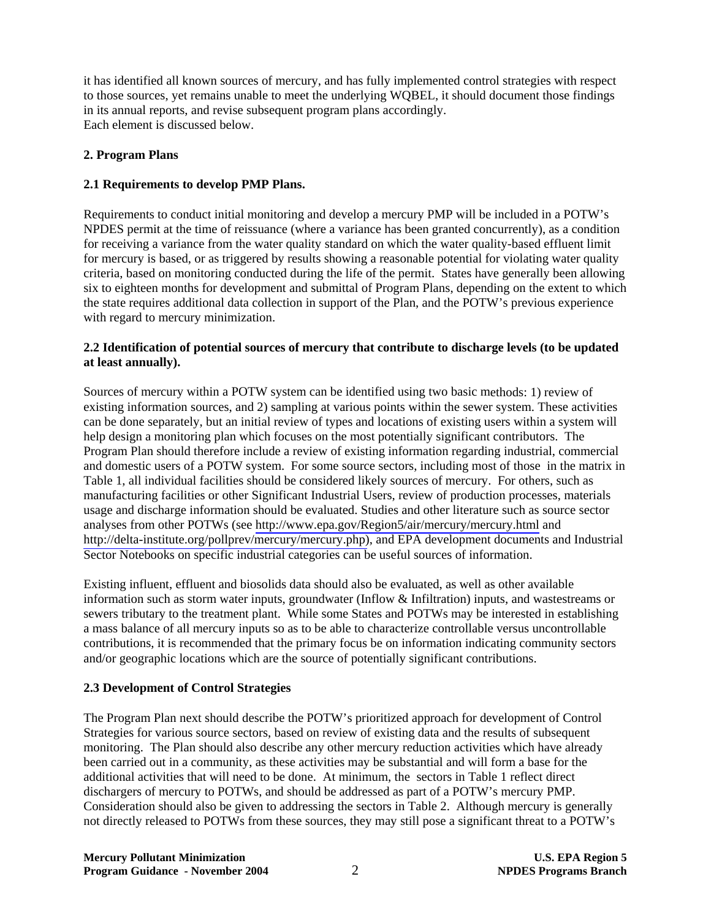it has identified all known sources of mercury, and has fully implemented control strategies with respect to those sources, yet remains unable to meet the underlying WQBEL, it should document those findings in its annual reports, and revise subsequent program plans accordingly.
Each element is discussed below.

## 2. Program Plans

### 2.1 Requirements to develop PMP Plans.

Requirements to conduct initial monitoring and develop a mercury PMP will be included in a POTW's NPDES permit at the time of reissuance (where a variance has been granted concurrently), as a condition for receiving a variance from the water quality standard on which the water quality-based effluent limit for mercury is based, or as triggered by results showing a reasonable potential for violating water quality criteria, based on monitoring conducted during the life of the permit. States have generally been allowing six to eighteen months for development and submittal of Program Plans, depending on the extent to which the state requires additional data collection in support of the Plan, and the POTW's previous experience with regard to mercury minimization.

### 2.2 Identification of potential sources of mercury that contribute to discharge levels (to be updated at least annually).

Sources of mercury within a POTW system can be identified using two basic methods: 1) review of existing information sources, and 2) sampling at various points within the sewer system. These activities can be done separately, but an initial review of types and locations of existing users within a system will help design a monitoring plan which focuses on the most potentially significant contributors. The Program Plan should therefore include a review of existing information regarding industrial, commercial and domestic users of a POTW system. For some source sectors, including most of those in the matrix in Table 1, all individual facilities should be considered likely sources of mercury. For others, such as manufacturing facilities or other Significant Industrial Users, review of production processes, materials usage and discharge information should be evaluated. Studies and other literature such as source sector analyses from other POTWs (see http://www.epa.gov/Region5/air/mercury/mercury.html and http://delta-institute.org/pollprev/mercury/mercury.php), and EPA development documents and Industrial Sector Notebooks on specific industrial categories can be useful sources of information.

Existing influent, effluent and biosolids data should also be evaluated, as well as other available information such as storm water inputs, groundwater (Inflow & Infiltration) inputs, and wastestreams or sewers tributary to the treatment plant. While some States and POTWs may be interested in establishing a mass balance of all mercury inputs so as to be able to characterize controllable versus uncontrollable contributions, it is recommended that the primary focus be on information indicating community sectors and/or geographic locations which are the source of potentially significant contributions.

### 2.3 Development of Control Strategies

The Program Plan next should describe the POTW's prioritized approach for development of Control Strategies for various source sectors, based on review of existing data and the results of subsequent monitoring. The Plan should also describe any other mercury reduction activities which have already been carried out in a community, as these activities may be substantial and will form a base for the additional activities that will need to be done. At minimum, the sectors in Table 1 reflect direct dischargers of mercury to POTWs, and should be addressed as part of a POTW's mercury PMP. Consideration should also be given to addressing the sectors in Table 2. Although mercury is generally not directly released to POTWs from these sources, they may still pose a significant threat to a POTW's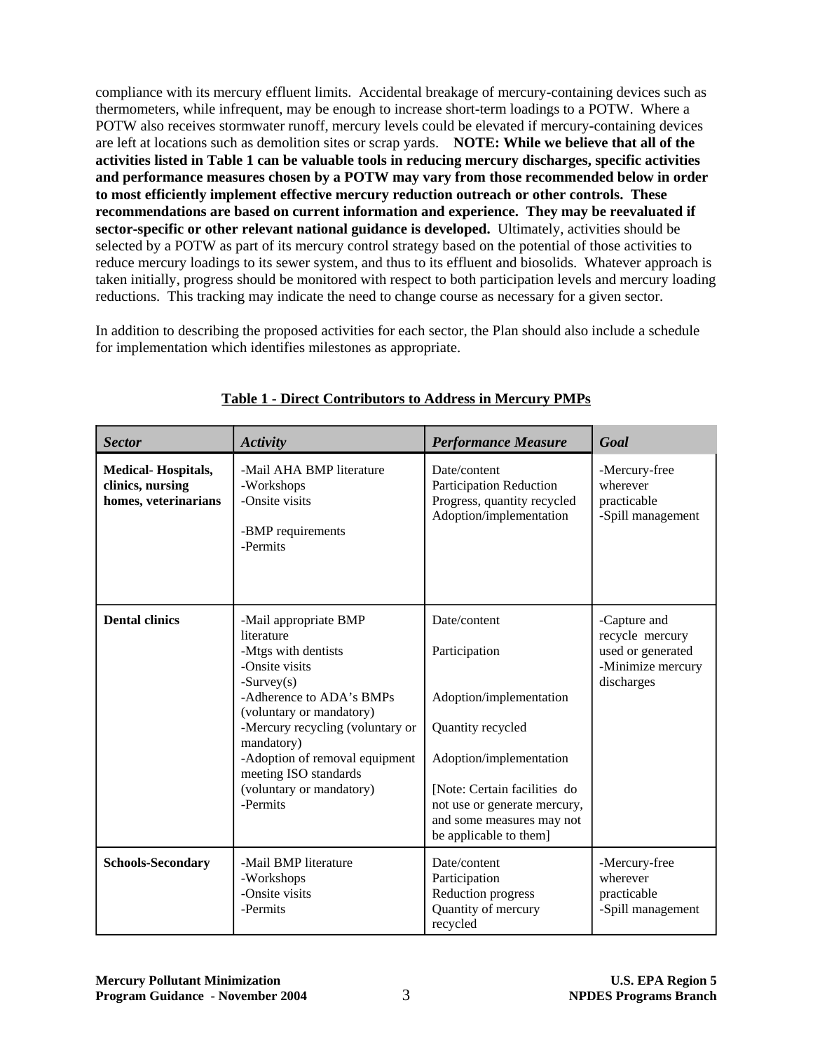compliance with its mercury effluent limits. Accidental breakage of mercury-containing devices such as thermometers, while infrequent, may be enough to increase short-term loadings to a POTW. Where a POTW also receives stormwater runoff, mercury levels could be elevated if mercury-containing devices are left at locations such as demolition sites or scrap yards. **NOTE: While we believe that all of the activities listed in Table 1 can be valuable tools in reducing mercury discharges, specific activities and performance measures chosen by a POTW may vary from those recommended below in order to most efficiently implement effective mercury reduction outreach or other controls. These recommendations are based on current information and experience. They may be reevaluated if sector-specific or other relevant national guidance is developed.** Ultimately, activities should be selected by a POTW as part of its mercury control strategy based on the potential of those activities to reduce mercury loadings to its sewer system, and thus to its effluent and biosolids. Whatever approach is taken initially, progress should be monitored with respect to both participation levels and mercury loading reductions. This tracking may indicate the need to change course as necessary for a given sector.

In addition to describing the proposed activities for each sector, the Plan should also include a schedule for implementation which identifies milestones as appropriate.

**Table 1 - Direct Contributors to Address in Mercury PMPs**

| ***Sector*** | ***Activity*** | ***Performance Measure*** | ***Goal*** |
|---|---|---|---|
| **Medical- Hospitals, clinics, nursing homes, veterinarians** | -Mail AHA BMP literature<br>-Workshops<br>-Onsite visits<br><br>-BMP requirements<br>-Permits | Date/content<br>Participation Reduction<br>Progress, quantity recycled<br>Adoption/implementation | -Mercury-free wherever practicable<br>-Spill management |
| **Dental clinics** | -Mail appropriate BMP literature<br>-Mtgs with dentists<br>-Onsite visits<br>-Survey(s)<br>-Adherence to ADA's BMPs (voluntary or mandatory)<br>-Mercury recycling (voluntary or mandatory)<br>-Adoption of removal equipment meeting ISO standards (voluntary or mandatory)<br>-Permits | Date/content<br><br>Participation<br><br>Adoption/implementation<br><br>Quantity recycled<br><br>Adoption/implementation<br><br>[Note: Certain facilities do not use or generate mercury, and some measures may not be applicable to them] | -Capture and recycle mercury used or generated<br>-Minimize mercury discharges |
| **Schools-Secondary** | -Mail BMP literature<br>-Workshops<br>-Onsite visits<br>-Permits | Date/content<br>Participation<br>Reduction progress<br>Quantity of mercury recycled | -Mercury-free wherever practicable<br>-Spill management |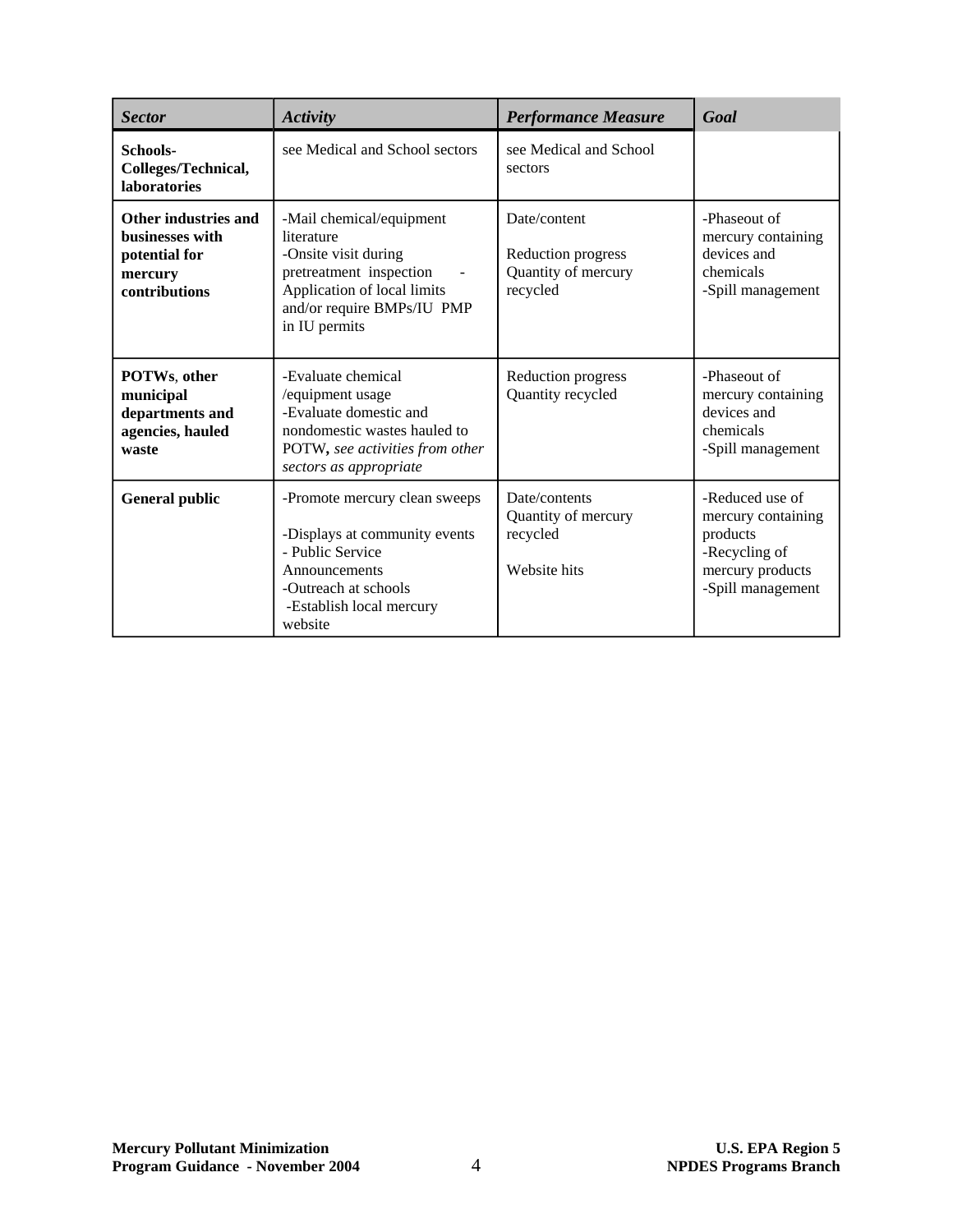| *Sector* | *Activity* | *Performance Measure* | *Goal* |
|---|---|---|---|
| **Schools-Colleges/Technical, laboratories** | see Medical and School sectors | see Medical and School sectors | |
| **Other industries and businesses with potential for mercury contributions** | -Mail chemical/equipment literature<br>-Onsite visit during pretreatment inspection -Application of local limits and/or require BMPs/IU PMP in IU permits | Date/content<br><br>Reduction progress<br>Quantity of mercury recycled | -Phaseout of mercury containing devices and chemicals<br>-Spill management |
| **POTWs, other municipal departments and agencies, hauled waste** | -Evaluate chemical /equipment usage<br>-Evaluate domestic and nondomestic wastes hauled to POTW**,** *see activities from other sectors as appropriate* | Reduction progress<br>Quantity recycled | -Phaseout of mercury containing devices and chemicals<br>-Spill management |
| **General public** | -Promote mercury clean sweeps<br><br>-Displays at community events<br>- Public Service Announcements<br>-Outreach at schools<br>-Establish local mercury website | Date/contents<br>Quantity of mercury recycled<br><br>Website hits | -Reduced use of mercury containing products<br>-Recycling of mercury products<br>-Spill management |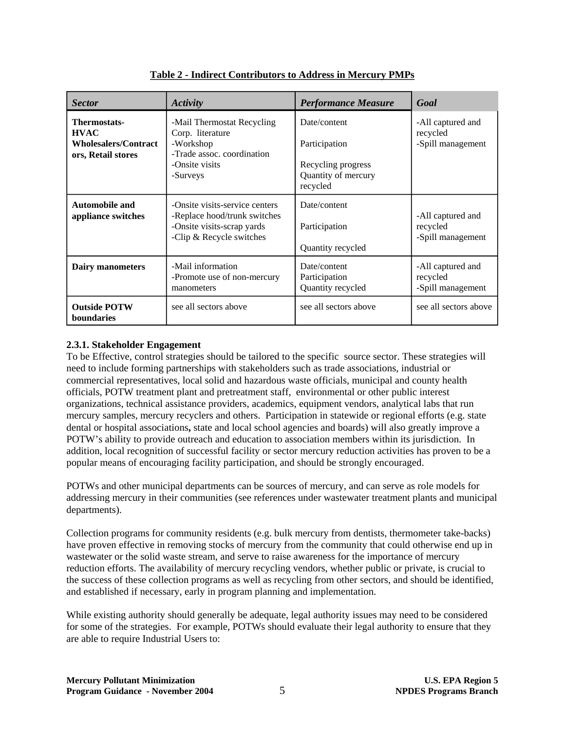**Table 2 - Indirect Contributors to Address in Mercury PMPs**

| *Sector* | *Activity* | *Performance Measure* | *Goal* |
|---|---|---|---|
| **Thermostats-HVAC Wholesalers/Contractors, Retail stores** | -Mail Thermostat Recycling Corp. literature<br>-Workshop<br>-Trade assoc. coordination<br>-Onsite visits<br>-Surveys | Date/content<br><br>Participation<br><br>Recycling progress<br>Quantity of mercury recycled | -All captured and recycled<br>-Spill management |
| **Automobile and appliance switches** | -Onsite visits-service centers<br>-Replace hood/trunk switches<br>-Onsite visits-scrap yards<br>-Clip & Recycle switches | Date/content<br><br>Participation<br><br>Quantity recycled | -All captured and recycled<br>-Spill management |
| **Dairy manometers** | -Mail information<br>-Promote use of non-mercury manometers | Date/content<br>Participation<br>Quantity recycled | -All captured and recycled<br>-Spill management |
| **Outside POTW boundaries** | see all sectors above | see all sectors above | see all sectors above |

**2.3.1. Stakeholder Engagement**

To be Effective, control strategies should be tailored to the specific source sector. These strategies will need to include forming partnerships with stakeholders such as trade associations, industrial or commercial representatives, local solid and hazardous waste officials, municipal and county health officials, POTW treatment plant and pretreatment staff, environmental or other public interest organizations, technical assistance providers, academics, equipment vendors, analytical labs that run mercury samples, mercury recyclers and others. Participation in statewide or regional efforts (e.g. state dental or hospital associations**,** state and local school agencies and boards) will also greatly improve a POTW's ability to provide outreach and education to association members within its jurisdiction. In addition, local recognition of successful facility or sector mercury reduction activities has proven to be a popular means of encouraging facility participation, and should be strongly encouraged.

POTWs and other municipal departments can be sources of mercury, and can serve as role models for addressing mercury in their communities (see references under wastewater treatment plants and municipal departments).

Collection programs for community residents (e.g. bulk mercury from dentists, thermometer take-backs) have proven effective in removing stocks of mercury from the community that could otherwise end up in wastewater or the solid waste stream, and serve to raise awareness for the importance of mercury reduction efforts. The availability of mercury recycling vendors, whether public or private, is crucial to the success of these collection programs as well as recycling from other sectors, and should be identified, and established if necessary, early in program planning and implementation.

While existing authority should generally be adequate, legal authority issues may need to be considered for some of the strategies. For example, POTWs should evaluate their legal authority to ensure that they are able to require Industrial Users to: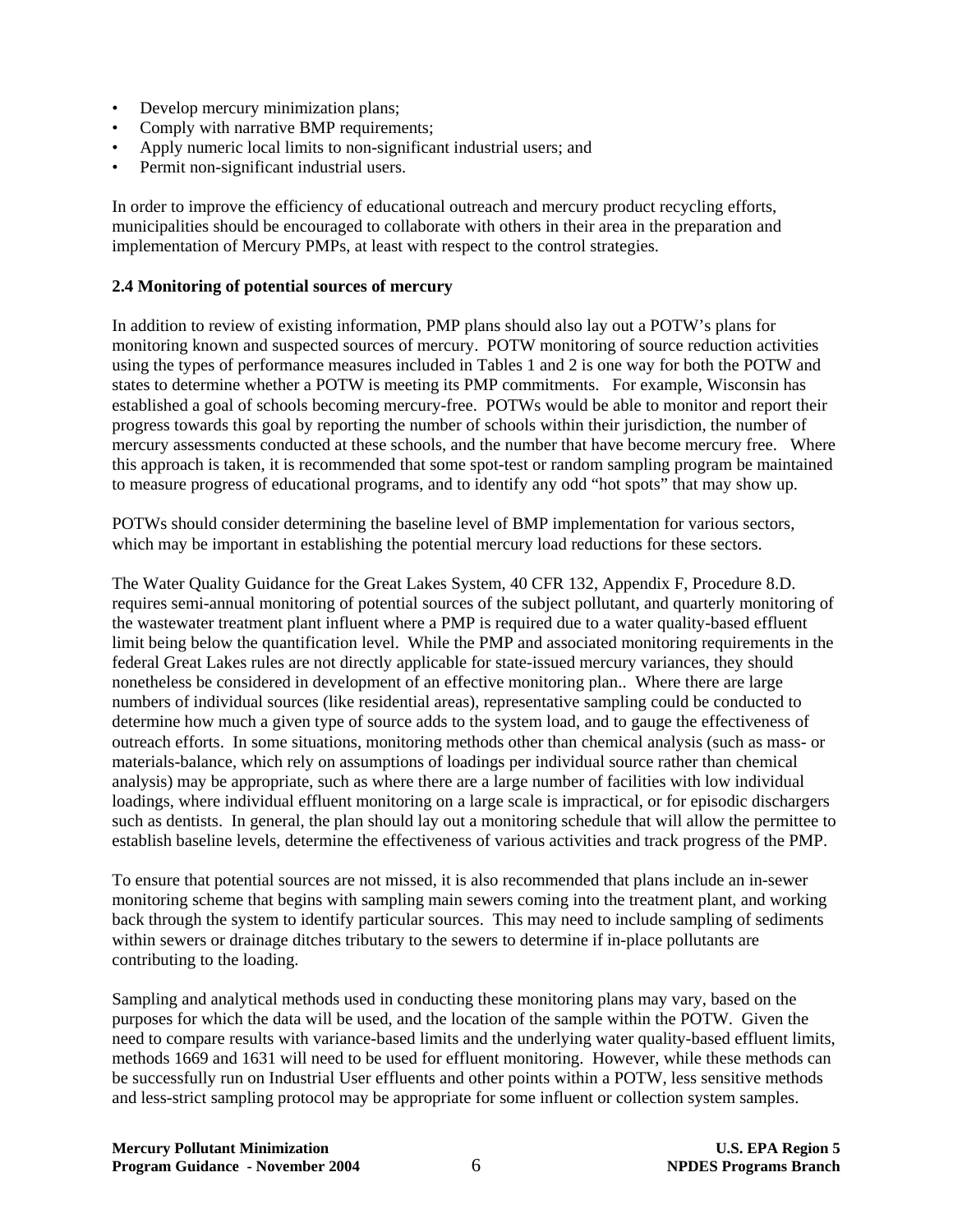- Develop mercury minimization plans;
- Comply with narrative BMP requirements;
- Apply numeric local limits to non-significant industrial users; and
- Permit non-significant industrial users.

In order to improve the efficiency of educational outreach and mercury product recycling efforts, municipalities should be encouraged to collaborate with others in their area in the preparation and implementation of Mercury PMPs, at least with respect to the control strategies.

**2.4 Monitoring of potential sources of mercury**

In addition to review of existing information, PMP plans should also lay out a POTW's plans for monitoring known and suspected sources of mercury. POTW monitoring of source reduction activities using the types of performance measures included in Tables 1 and 2 is one way for both the POTW and states to determine whether a POTW is meeting its PMP commitments. For example, Wisconsin has established a goal of schools becoming mercury-free. POTWs would be able to monitor and report their progress towards this goal by reporting the number of schools within their jurisdiction, the number of mercury assessments conducted at these schools, and the number that have become mercury free. Where this approach is taken, it is recommended that some spot-test or random sampling program be maintained to measure progress of educational programs, and to identify any odd "hot spots" that may show up.

POTWs should consider determining the baseline level of BMP implementation for various sectors, which may be important in establishing the potential mercury load reductions for these sectors.

The Water Quality Guidance for the Great Lakes System, 40 CFR 132, Appendix F, Procedure 8.D. requires semi-annual monitoring of potential sources of the subject pollutant, and quarterly monitoring of the wastewater treatment plant influent where a PMP is required due to a water quality-based effluent limit being below the quantification level. While the PMP and associated monitoring requirements in the federal Great Lakes rules are not directly applicable for state-issued mercury variances, they should nonetheless be considered in development of an effective monitoring plan.. Where there are large numbers of individual sources (like residential areas), representative sampling could be conducted to determine how much a given type of source adds to the system load, and to gauge the effectiveness of outreach efforts. In some situations, monitoring methods other than chemical analysis (such as mass- or materials-balance, which rely on assumptions of loadings per individual source rather than chemical analysis) may be appropriate, such as where there are a large number of facilities with low individual loadings, where individual effluent monitoring on a large scale is impractical, or for episodic dischargers such as dentists. In general, the plan should lay out a monitoring schedule that will allow the permittee to establish baseline levels, determine the effectiveness of various activities and track progress of the PMP.

To ensure that potential sources are not missed, it is also recommended that plans include an in-sewer monitoring scheme that begins with sampling main sewers coming into the treatment plant, and working back through the system to identify particular sources. This may need to include sampling of sediments within sewers or drainage ditches tributary to the sewers to determine if in-place pollutants are contributing to the loading.

Sampling and analytical methods used in conducting these monitoring plans may vary, based on the purposes for which the data will be used, and the location of the sample within the POTW. Given the need to compare results with variance-based limits and the underlying water quality-based effluent limits, methods 1669 and 1631 will need to be used for effluent monitoring. However, while these methods can be successfully run on Industrial User effluents and other points within a POTW, less sensitive methods and less-strict sampling protocol may be appropriate for some influent or collection system samples.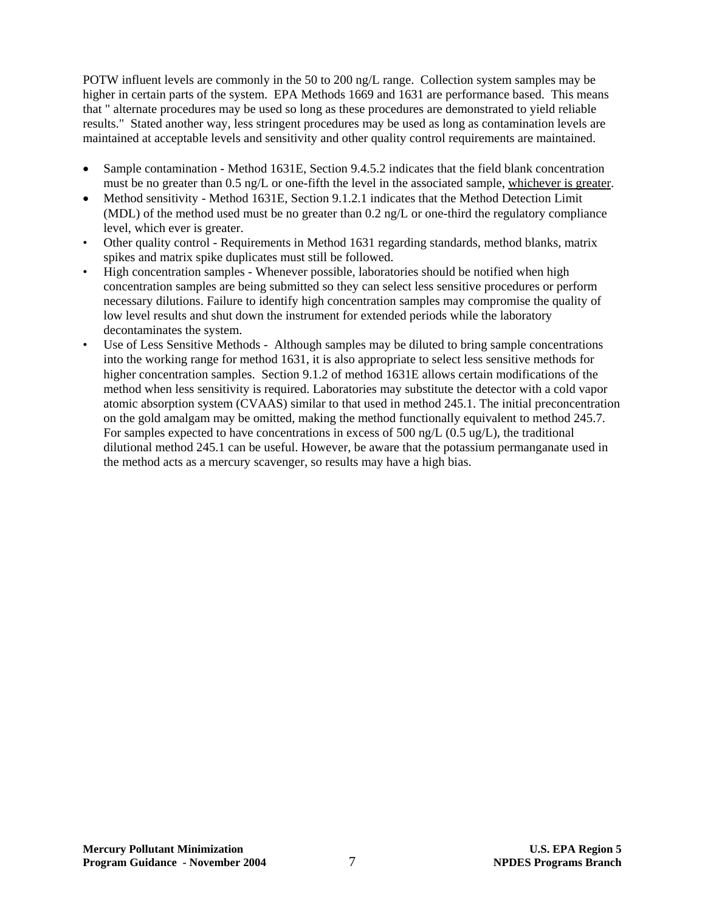POTW influent levels are commonly in the 50 to 200 ng/L range. Collection system samples may be higher in certain parts of the system. EPA Methods 1669 and 1631 are performance based. This means that " alternate procedures may be used so long as these procedures are demonstrated to yield reliable results." Stated another way, less stringent procedures may be used as long as contamination levels are maintained at acceptable levels and sensitivity and other quality control requirements are maintained.

- Sample contamination - Method 1631E, Section 9.4.5.2 indicates that the field blank concentration must be no greater than 0.5 ng/L or one-fifth the level in the associated sample, <u>whichever is greater</u>.
- Method sensitivity - Method 1631E, Section 9.1.2.1 indicates that the Method Detection Limit (MDL) of the method used must be no greater than 0.2 ng/L or one-third the regulatory compliance level, which ever is greater.
- Other quality control - Requirements in Method 1631 regarding standards, method blanks, matrix spikes and matrix spike duplicates must still be followed.
- High concentration samples - Whenever possible, laboratories should be notified when high concentration samples are being submitted so they can select less sensitive procedures or perform necessary dilutions. Failure to identify high concentration samples may compromise the quality of low level results and shut down the instrument for extended periods while the laboratory decontaminates the system.
- Use of Less Sensitive Methods - Although samples may be diluted to bring sample concentrations into the working range for method 1631, it is also appropriate to select less sensitive methods for higher concentration samples. Section 9.1.2 of method 1631E allows certain modifications of the method when less sensitivity is required. Laboratories may substitute the detector with a cold vapor atomic absorption system (CVAAS) similar to that used in method 245.1. The initial preconcentration on the gold amalgam may be omitted, making the method functionally equivalent to method 245.7. For samples expected to have concentrations in excess of 500 ng/L (0.5 ug/L), the traditional dilutional method 245.1 can be useful. However, be aware that the potassium permanganate used in the method acts as a mercury scavenger, so results may have a high bias.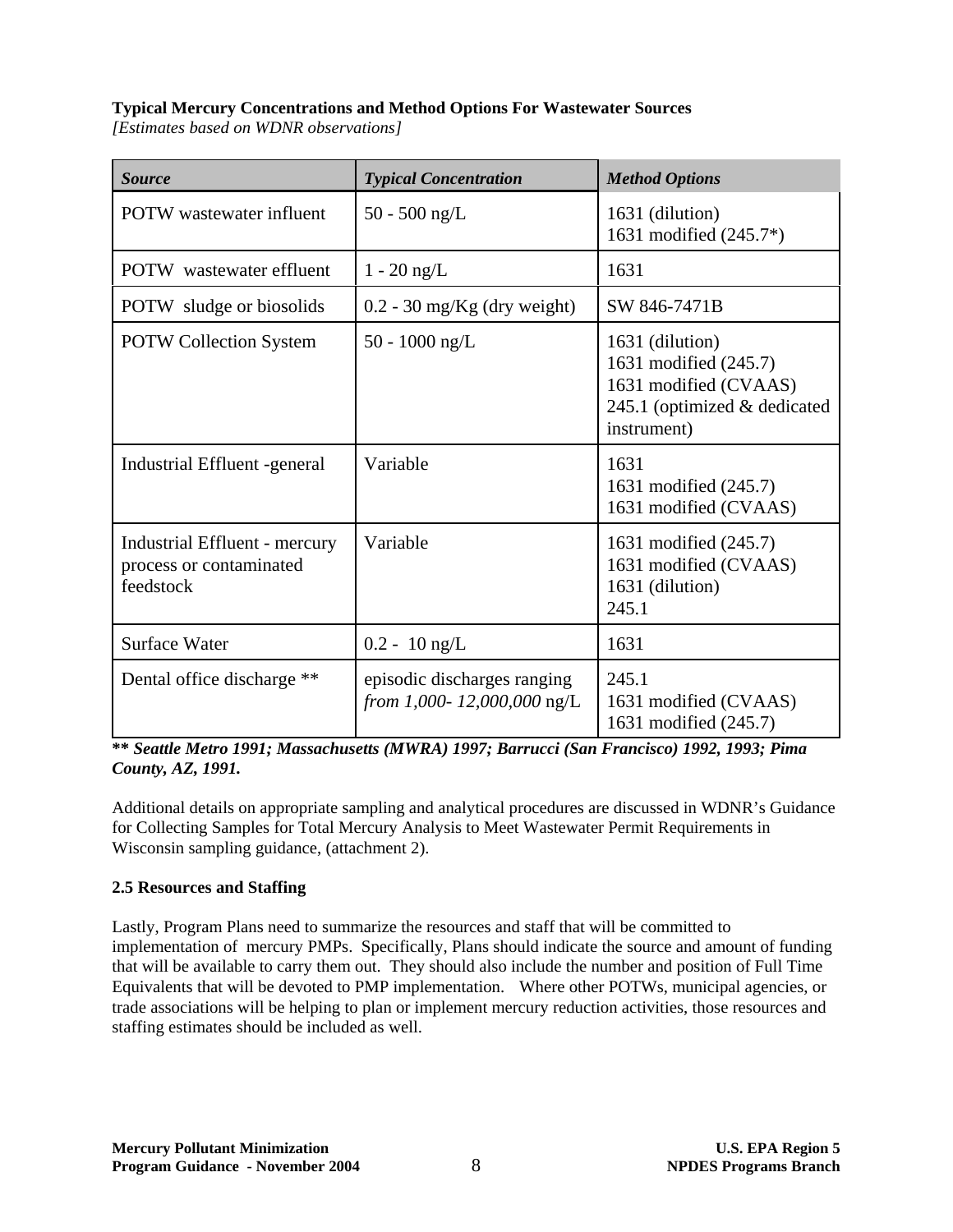**Typical Mercury Concentrations and Method Options For Wastewater Sources**
*[Estimates based on WDNR observations]*

| *Source* | *Typical Concentration* | *Method Options* |
|---|---|---|
| POTW wastewater influent | 50 - 500 ng/L | 1631 (dilution)<br>1631 modified (245.7*) |
| POTW wastewater effluent | 1 - 20 ng/L | 1631 |
| POTW sludge or biosolids | 0.2 - 30 mg/Kg (dry weight) | SW 846-7471B |
| POTW Collection System | 50 - 1000 ng/L | 1631 (dilution)<br>1631 modified (245.7)<br>1631 modified (CVAAS)<br>245.1 (optimized & dedicated instrument) |
| Industrial Effluent -general | Variable | 1631<br>1631 modified (245.7)<br>1631 modified (CVAAS) |
| Industrial Effluent - mercury process or contaminated feedstock | Variable | 1631 modified (245.7)<br>1631 modified (CVAAS)<br>1631 (dilution)<br>245.1 |
| Surface Water | 0.2 - 10 ng/L | 1631 |
| Dental office discharge ** | episodic discharges ranging *from 1,000- 12,000,000* ng/L | 245.1<br>1631 modified (CVAAS)<br>1631 modified (245.7) |

***\*\* Seattle Metro 1991; Massachusetts (MWRA) 1997; Barrucci (San Francisco) 1992, 1993; Pima County, AZ, 1991.***

Additional details on appropriate sampling and analytical procedures are discussed in WDNR's Guidance for Collecting Samples for Total Mercury Analysis to Meet Wastewater Permit Requirements in Wisconsin sampling guidance, (attachment 2).

**2.5 Resources and Staffing**

Lastly, Program Plans need to summarize the resources and staff that will be committed to implementation of mercury PMPs. Specifically, Plans should indicate the source and amount of funding that will be available to carry them out. They should also include the number and position of Full Time Equivalents that will be devoted to PMP implementation. Where other POTWs, municipal agencies, or trade associations will be helping to plan or implement mercury reduction activities, those resources and staffing estimates should be included as well.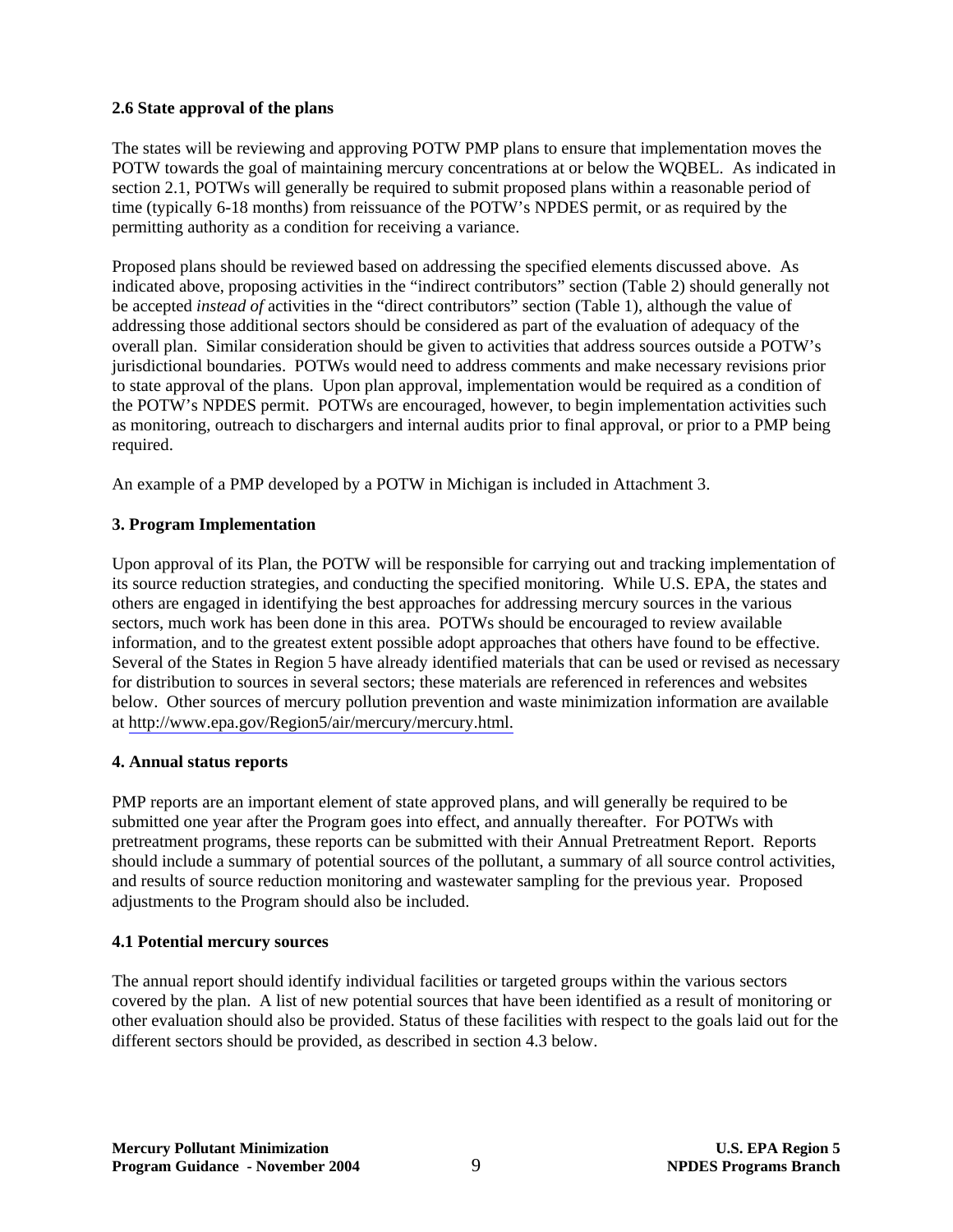### 2.6 State approval of the plans

The states will be reviewing and approving POTW PMP plans to ensure that implementation moves the POTW towards the goal of maintaining mercury concentrations at or below the WQBEL. As indicated in section 2.1, POTWs will generally be required to submit proposed plans within a reasonable period of time (typically 6-18 months) from reissuance of the POTW's NPDES permit, or as required by the permitting authority as a condition for receiving a variance.

Proposed plans should be reviewed based on addressing the specified elements discussed above. As indicated above, proposing activities in the "indirect contributors" section (Table 2) should generally not be accepted *instead of* activities in the "direct contributors" section (Table 1), although the value of addressing those additional sectors should be considered as part of the evaluation of adequacy of the overall plan. Similar consideration should be given to activities that address sources outside a POTW's jurisdictional boundaries. POTWs would need to address comments and make necessary revisions prior to state approval of the plans. Upon plan approval, implementation would be required as a condition of the POTW's NPDES permit. POTWs are encouraged, however, to begin implementation activities such as monitoring, outreach to dischargers and internal audits prior to final approval, or prior to a PMP being required.

An example of a PMP developed by a POTW in Michigan is included in Attachment 3.

## 3. Program Implementation

Upon approval of its Plan, the POTW will be responsible for carrying out and tracking implementation of its source reduction strategies, and conducting the specified monitoring. While U.S. EPA, the states and others are engaged in identifying the best approaches for addressing mercury sources in the various sectors, much work has been done in this area. POTWs should be encouraged to review available information, and to the greatest extent possible adopt approaches that others have found to be effective. Several of the States in Region 5 have already identified materials that can be used or revised as necessary for distribution to sources in several sectors; these materials are referenced in references and websites below. Other sources of mercury pollution prevention and waste minimization information are available at http://www.epa.gov/Region5/air/mercury/mercury.html.

## 4. Annual status reports

PMP reports are an important element of state approved plans, and will generally be required to be submitted one year after the Program goes into effect, and annually thereafter. For POTWs with pretreatment programs, these reports can be submitted with their Annual Pretreatment Report. Reports should include a summary of potential sources of the pollutant, a summary of all source control activities, and results of source reduction monitoring and wastewater sampling for the previous year. Proposed adjustments to the Program should also be included.

### 4.1 Potential mercury sources

The annual report should identify individual facilities or targeted groups within the various sectors covered by the plan. A list of new potential sources that have been identified as a result of monitoring or other evaluation should also be provided. Status of these facilities with respect to the goals laid out for the different sectors should be provided, as described in section 4.3 below.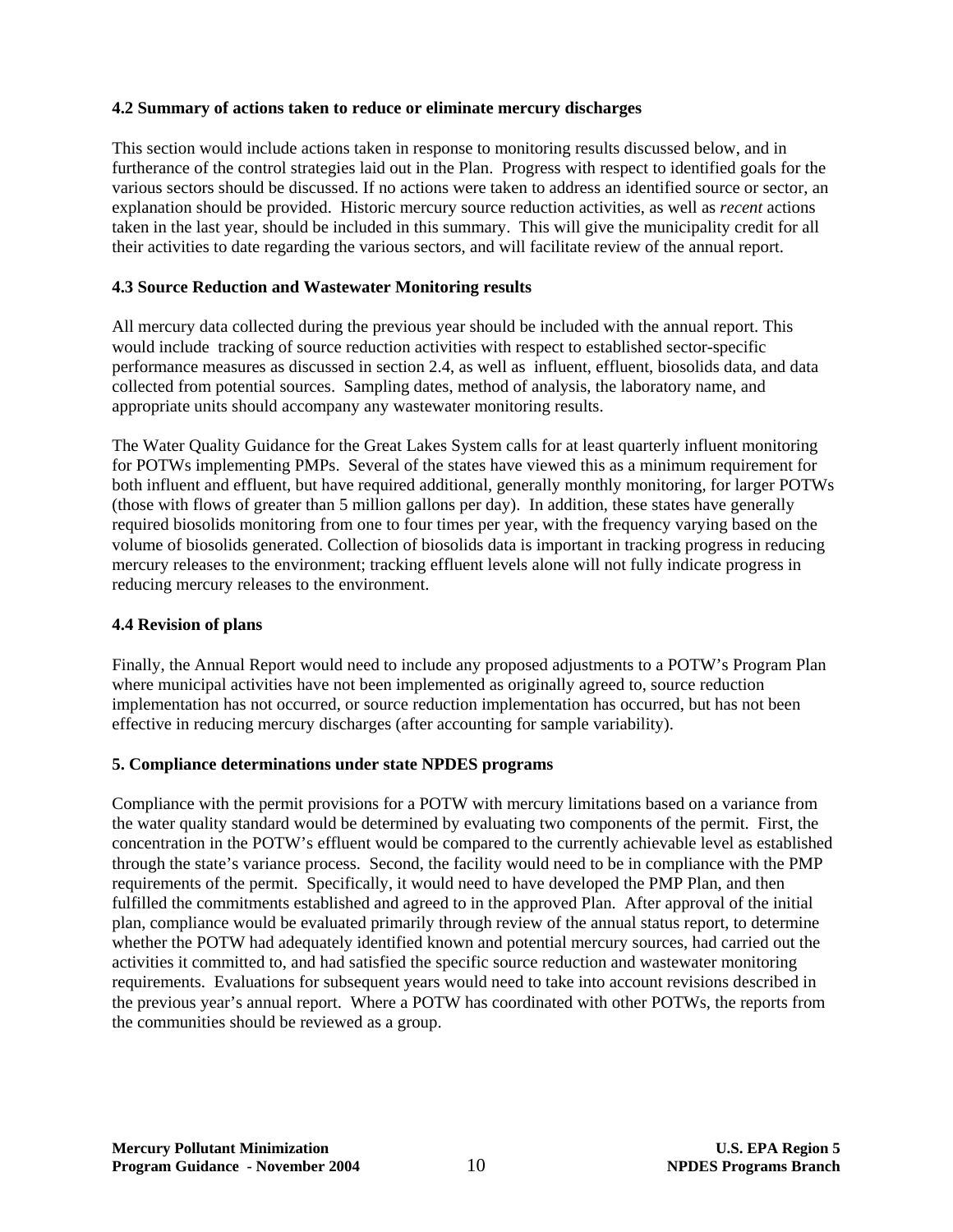**4.2 Summary of actions taken to reduce or eliminate mercury discharges**

This section would include actions taken in response to monitoring results discussed below, and in furtherance of the control strategies laid out in the Plan. Progress with respect to identified goals for the various sectors should be discussed. If no actions were taken to address an identified source or sector, an explanation should be provided. Historic mercury source reduction activities, as well as *recent* actions taken in the last year, should be included in this summary. This will give the municipality credit for all their activities to date regarding the various sectors, and will facilitate review of the annual report.

**4.3 Source Reduction and Wastewater Monitoring results**

All mercury data collected during the previous year should be included with the annual report. This would include tracking of source reduction activities with respect to established sector-specific performance measures as discussed in section 2.4, as well as influent, effluent, biosolids data, and data collected from potential sources. Sampling dates, method of analysis, the laboratory name, and appropriate units should accompany any wastewater monitoring results.

The Water Quality Guidance for the Great Lakes System calls for at least quarterly influent monitoring for POTWs implementing PMPs. Several of the states have viewed this as a minimum requirement for both influent and effluent, but have required additional, generally monthly monitoring, for larger POTWs (those with flows of greater than 5 million gallons per day). In addition, these states have generally required biosolids monitoring from one to four times per year, with the frequency varying based on the volume of biosolids generated. Collection of biosolids data is important in tracking progress in reducing mercury releases to the environment; tracking effluent levels alone will not fully indicate progress in reducing mercury releases to the environment.

**4.4 Revision of plans**

Finally, the Annual Report would need to include any proposed adjustments to a POTW's Program Plan where municipal activities have not been implemented as originally agreed to, source reduction implementation has not occurred, or source reduction implementation has occurred, but has not been effective in reducing mercury discharges (after accounting for sample variability).

**5. Compliance determinations under state NPDES programs**

Compliance with the permit provisions for a POTW with mercury limitations based on a variance from the water quality standard would be determined by evaluating two components of the permit. First, the concentration in the POTW's effluent would be compared to the currently achievable level as established through the state's variance process. Second, the facility would need to be in compliance with the PMP requirements of the permit. Specifically, it would need to have developed the PMP Plan, and then fulfilled the commitments established and agreed to in the approved Plan. After approval of the initial plan, compliance would be evaluated primarily through review of the annual status report, to determine whether the POTW had adequately identified known and potential mercury sources, had carried out the activities it committed to, and had satisfied the specific source reduction and wastewater monitoring requirements. Evaluations for subsequent years would need to take into account revisions described in the previous year's annual report. Where a POTW has coordinated with other POTWs, the reports from the communities should be reviewed as a group.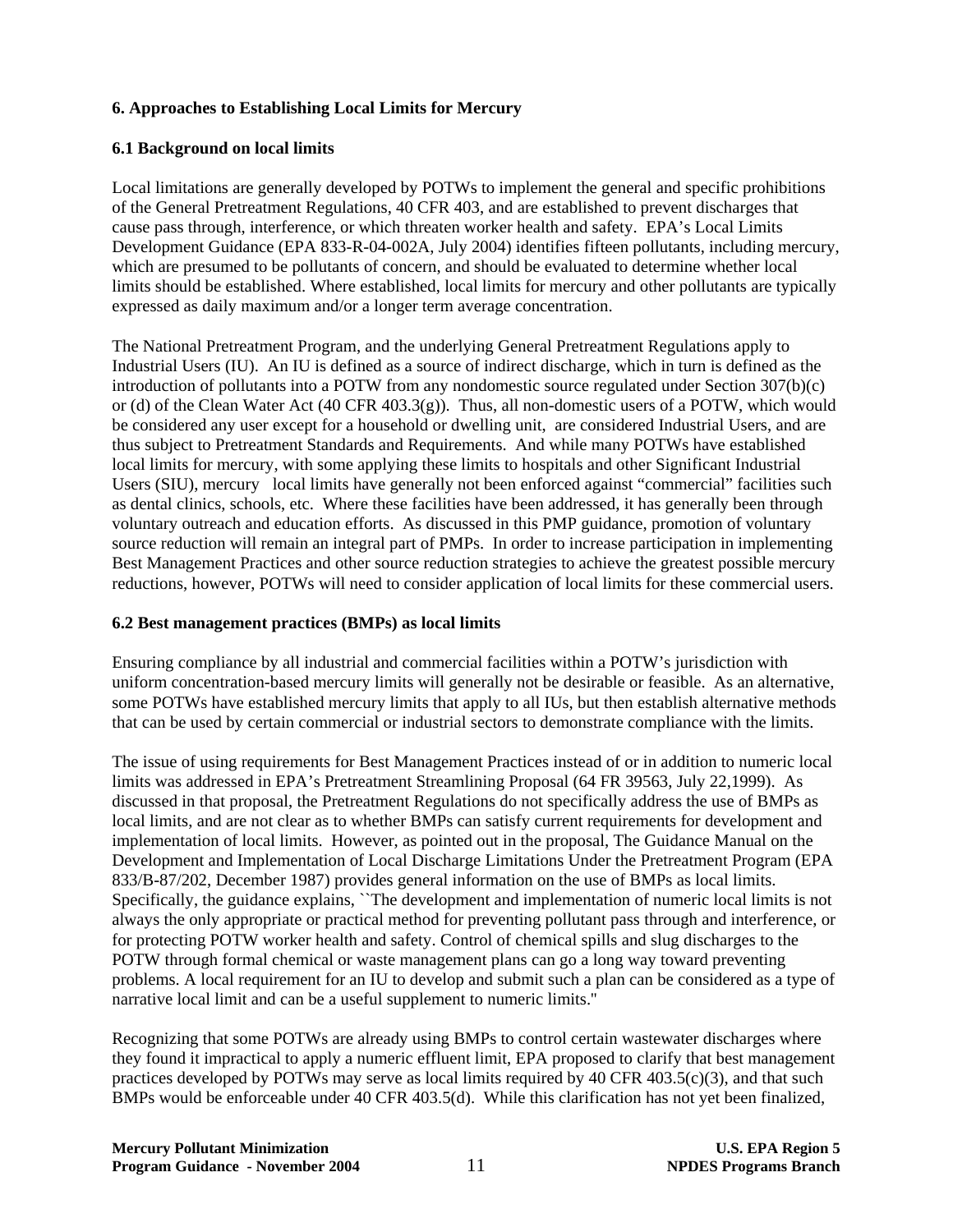## 6. Approaches to Establishing Local Limits for Mercury

### 6.1 Background on local limits

Local limitations are generally developed by POTWs to implement the general and specific prohibitions of the General Pretreatment Regulations, 40 CFR 403, and are established to prevent discharges that cause pass through, interference, or which threaten worker health and safety. EPA's Local Limits Development Guidance (EPA 833-R-04-002A, July 2004) identifies fifteen pollutants, including mercury, which are presumed to be pollutants of concern, and should be evaluated to determine whether local limits should be established. Where established, local limits for mercury and other pollutants are typically expressed as daily maximum and/or a longer term average concentration.

The National Pretreatment Program, and the underlying General Pretreatment Regulations apply to Industrial Users (IU). An IU is defined as a source of indirect discharge, which in turn is defined as the introduction of pollutants into a POTW from any nondomestic source regulated under Section 307(b)(c) or (d) of the Clean Water Act (40 CFR 403.3(g)). Thus, all non-domestic users of a POTW, which would be considered any user except for a household or dwelling unit, are considered Industrial Users, and are thus subject to Pretreatment Standards and Requirements. And while many POTWs have established local limits for mercury, with some applying these limits to hospitals and other Significant Industrial Users (SIU), mercury local limits have generally not been enforced against "commercial" facilities such as dental clinics, schools, etc. Where these facilities have been addressed, it has generally been through voluntary outreach and education efforts. As discussed in this PMP guidance, promotion of voluntary source reduction will remain an integral part of PMPs. In order to increase participation in implementing Best Management Practices and other source reduction strategies to achieve the greatest possible mercury reductions, however, POTWs will need to consider application of local limits for these commercial users.

### 6.2 Best management practices (BMPs) as local limits

Ensuring compliance by all industrial and commercial facilities within a POTW's jurisdiction with uniform concentration-based mercury limits will generally not be desirable or feasible. As an alternative, some POTWs have established mercury limits that apply to all IUs, but then establish alternative methods that can be used by certain commercial or industrial sectors to demonstrate compliance with the limits.

The issue of using requirements for Best Management Practices instead of or in addition to numeric local limits was addressed in EPA's Pretreatment Streamlining Proposal (64 FR 39563, July 22,1999). As discussed in that proposal, the Pretreatment Regulations do not specifically address the use of BMPs as local limits, and are not clear as to whether BMPs can satisfy current requirements for development and implementation of local limits. However, as pointed out in the proposal, The Guidance Manual on the Development and Implementation of Local Discharge Limitations Under the Pretreatment Program (EPA 833/B-87/202, December 1987) provides general information on the use of BMPs as local limits. Specifically, the guidance explains, ``The development and implementation of numeric local limits is not always the only appropriate or practical method for preventing pollutant pass through and interference, or for protecting POTW worker health and safety. Control of chemical spills and slug discharges to the POTW through formal chemical or waste management plans can go a long way toward preventing problems. A local requirement for an IU to develop and submit such a plan can be considered as a type of narrative local limit and can be a useful supplement to numeric limits.''

Recognizing that some POTWs are already using BMPs to control certain wastewater discharges where they found it impractical to apply a numeric effluent limit, EPA proposed to clarify that best management practices developed by POTWs may serve as local limits required by 40 CFR 403.5(c)(3), and that such BMPs would be enforceable under 40 CFR 403.5(d). While this clarification has not yet been finalized,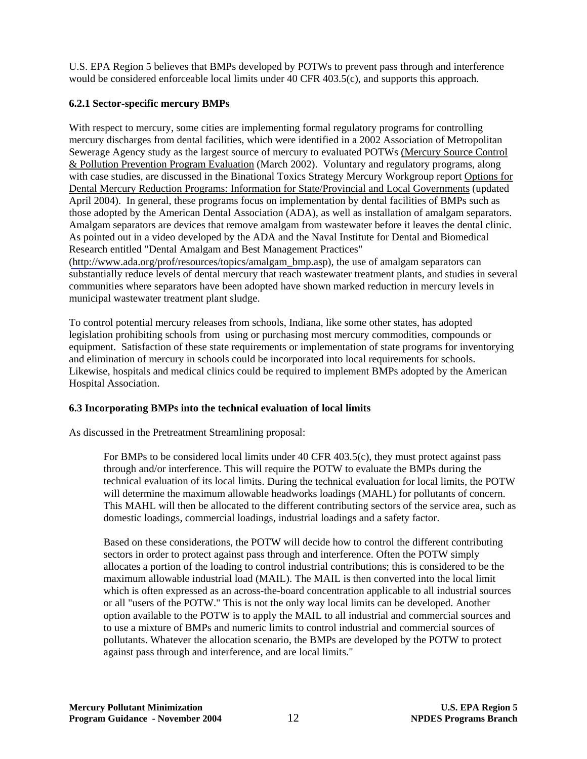U.S. EPA Region 5 believes that BMPs developed by POTWs to prevent pass through and interference would be considered enforceable local limits under 40 CFR 403.5(c), and supports this approach.

### 6.2.1 Sector-specific mercury BMPs

With respect to mercury, some cities are implementing formal regulatory programs for controlling mercury discharges from dental facilities, which were identified in a 2002 Association of Metropolitan Sewerage Agency study as the largest source of mercury to evaluated POTWs (Mercury Source Control & Pollution Prevention Program Evaluation (March 2002). Voluntary and regulatory programs, along with case studies, are discussed in the Binational Toxics Strategy Mercury Workgroup report Options for Dental Mercury Reduction Programs: Information for State/Provincial and Local Governments (updated April 2004). In general, these programs focus on implementation by dental facilities of BMPs such as those adopted by the American Dental Association (ADA), as well as installation of amalgam separators. Amalgam separators are devices that remove amalgam from wastewater before it leaves the dental clinic. As pointed out in a video developed by the ADA and the Naval Institute for Dental and Biomedical Research entitled "Dental Amalgam and Best Management Practices" (http://www.ada.org/prof/resources/topics/amalgam_bmp.asp), the use of amalgam separators can substantially reduce levels of dental mercury that reach wastewater treatment plants, and studies in several communities where separators have been adopted have shown marked reduction in mercury levels in municipal wastewater treatment plant sludge.

To control potential mercury releases from schools, Indiana, like some other states, has adopted legislation prohibiting schools from using or purchasing most mercury commodities, compounds or equipment. Satisfaction of these state requirements or implementation of state programs for inventorying and elimination of mercury in schools could be incorporated into local requirements for schools. Likewise, hospitals and medical clinics could be required to implement BMPs adopted by the American Hospital Association.

### 6.3 Incorporating BMPs into the technical evaluation of local limits

As discussed in the Pretreatment Streamlining proposal:

> For BMPs to be considered local limits under 40 CFR 403.5(c), they must protect against pass through and/or interference. This will require the POTW to evaluate the BMPs during the technical evaluation of its local limits. During the technical evaluation for local limits, the POTW will determine the maximum allowable headworks loadings (MAHL) for pollutants of concern. This MAHL will then be allocated to the different contributing sectors of the service area, such as domestic loadings, commercial loadings, industrial loadings and a safety factor.
>
> Based on these considerations, the POTW will decide how to control the different contributing sectors in order to protect against pass through and interference. Often the POTW simply allocates a portion of the loading to control industrial contributions; this is considered to be the maximum allowable industrial load (MAIL). The MAIL is then converted into the local limit which is often expressed as an across-the-board concentration applicable to all industrial sources or all "users of the POTW." This is not the only way local limits can be developed. Another option available to the POTW is to apply the MAIL to all industrial and commercial sources and to use a mixture of BMPs and numeric limits to control industrial and commercial sources of pollutants. Whatever the allocation scenario, the BMPs are developed by the POTW to protect against pass through and interference, and are local limits."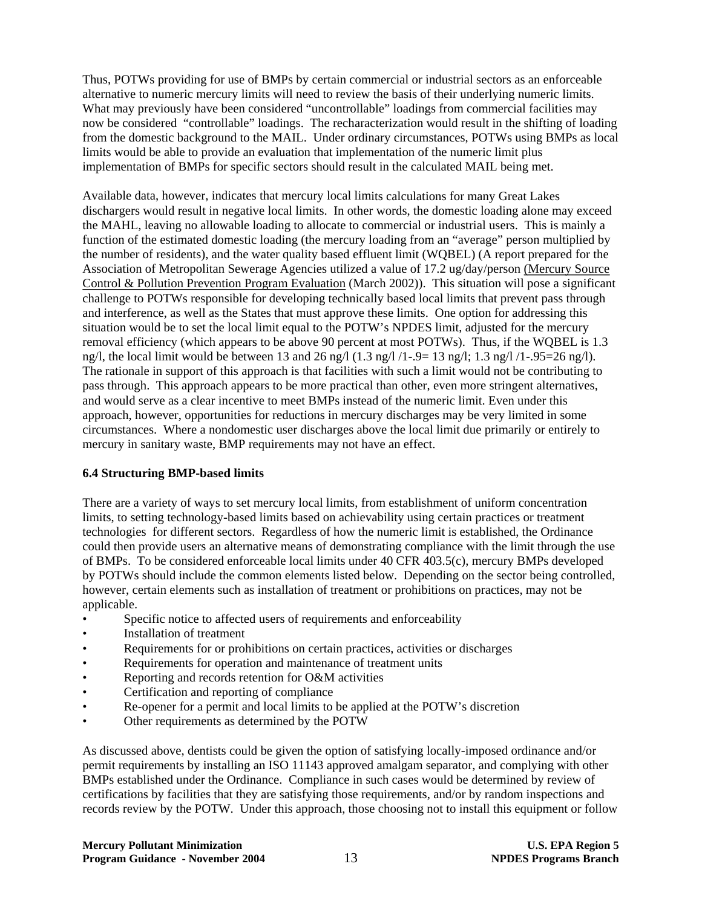Thus, POTWs providing for use of BMPs by certain commercial or industrial sectors as an enforceable alternative to numeric mercury limits will need to review the basis of their underlying numeric limits. What may previously have been considered "uncontrollable" loadings from commercial facilities may now be considered "controllable" loadings. The recharacterization would result in the shifting of loading from the domestic background to the MAIL. Under ordinary circumstances, POTWs using BMPs as local limits would be able to provide an evaluation that implementation of the numeric limit plus implementation of BMPs for specific sectors should result in the calculated MAIL being met.

Available data, however, indicates that mercury local limits calculations for many Great Lakes dischargers would result in negative local limits. In other words, the domestic loading alone may exceed the MAHL, leaving no allowable loading to allocate to commercial or industrial users. This is mainly a function of the estimated domestic loading (the mercury loading from an "average" person multiplied by the number of residents), and the water quality based effluent limit (WQBEL) (A report prepared for the Association of Metropolitan Sewerage Agencies utilized a value of 17.2 ug/day/person Mercury Source Control & Pollution Prevention Program Evaluation (March 2002)). This situation will pose a significant challenge to POTWs responsible for developing technically based local limits that prevent pass through and interference, as well as the States that must approve these limits. One option for addressing this situation would be to set the local limit equal to the POTW's NPDES limit, adjusted for the mercury removal efficiency (which appears to be above 90 percent at most POTWs). Thus, if the WQBEL is 1.3 ng/l, the local limit would be between 13 and 26 ng/l (1.3 ng/l /1-.9= 13 ng/l; 1.3 ng/l /1-.95=26 ng/l). The rationale in support of this approach is that facilities with such a limit would not be contributing to pass through. This approach appears to be more practical than other, even more stringent alternatives, and would serve as a clear incentive to meet BMPs instead of the numeric limit. Even under this approach, however, opportunities for reductions in mercury discharges may be very limited in some circumstances. Where a nondomestic user discharges above the local limit due primarily or entirely to mercury in sanitary waste, BMP requirements may not have an effect.

**6.4 Structuring BMP-based limits**

There are a variety of ways to set mercury local limits, from establishment of uniform concentration limits, to setting technology-based limits based on achievability using certain practices or treatment technologies for different sectors. Regardless of how the numeric limit is established, the Ordinance could then provide users an alternative means of demonstrating compliance with the limit through the use of BMPs. To be considered enforceable local limits under 40 CFR 403.5(c), mercury BMPs developed by POTWs should include the common elements listed below. Depending on the sector being controlled, however, certain elements such as installation of treatment or prohibitions on practices, may not be applicable.

- Specific notice to affected users of requirements and enforceability
- Installation of treatment
- Requirements for or prohibitions on certain practices, activities or discharges
- Requirements for operation and maintenance of treatment units
- Reporting and records retention for O&M activities
- Certification and reporting of compliance
- Re-opener for a permit and local limits to be applied at the POTW's discretion
- Other requirements as determined by the POTW

As discussed above, dentists could be given the option of satisfying locally-imposed ordinance and/or permit requirements by installing an ISO 11143 approved amalgam separator, and complying with other BMPs established under the Ordinance. Compliance in such cases would be determined by review of certifications by facilities that they are satisfying those requirements, and/or by random inspections and records review by the POTW. Under this approach, those choosing not to install this equipment or follow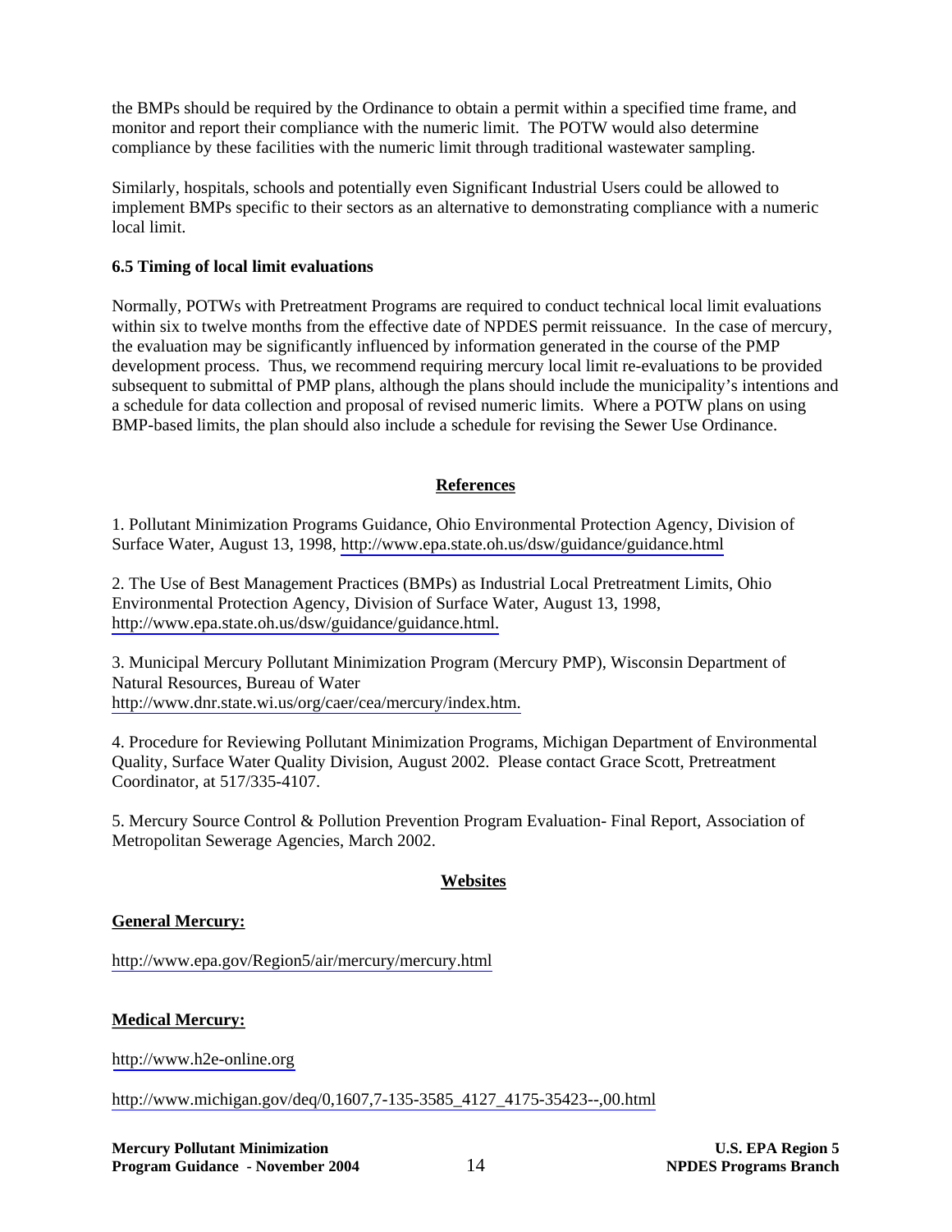the BMPs should be required by the Ordinance to obtain a permit within a specified time frame, and monitor and report their compliance with the numeric limit. The POTW would also determine compliance by these facilities with the numeric limit through traditional wastewater sampling.

Similarly, hospitals, schools and potentially even Significant Industrial Users could be allowed to implement BMPs specific to their sectors as an alternative to demonstrating compliance with a numeric local limit.

### 6.5 Timing of local limit evaluations

Normally, POTWs with Pretreatment Programs are required to conduct technical local limit evaluations within six to twelve months from the effective date of NPDES permit reissuance. In the case of mercury, the evaluation may be significantly influenced by information generated in the course of the PMP development process. Thus, we recommend requiring mercury local limit re-evaluations to be provided subsequent to submittal of PMP plans, although the plans should include the municipality's intentions and a schedule for data collection and proposal of revised numeric limits. Where a POTW plans on using BMP-based limits, the plan should also include a schedule for revising the Sewer Use Ordinance.

## References

1. Pollutant Minimization Programs Guidance, Ohio Environmental Protection Agency, Division of Surface Water, August 13, 1998, http://www.epa.state.oh.us/dsw/guidance/guidance.html

2. The Use of Best Management Practices (BMPs) as Industrial Local Pretreatment Limits, Ohio Environmental Protection Agency, Division of Surface Water, August 13, 1998, http://www.epa.state.oh.us/dsw/guidance/guidance.html.

3. Municipal Mercury Pollutant Minimization Program (Mercury PMP), Wisconsin Department of Natural Resources, Bureau of Water http://www.dnr.state.wi.us/org/caer/cea/mercury/index.htm.

4. Procedure for Reviewing Pollutant Minimization Programs, Michigan Department of Environmental Quality, Surface Water Quality Division, August 2002. Please contact Grace Scott, Pretreatment Coordinator, at 517/335-4107.

5. Mercury Source Control & Pollution Prevention Program Evaluation- Final Report, Association of Metropolitan Sewerage Agencies, March 2002.

## Websites

**General Mercury:**

http://www.epa.gov/Region5/air/mercury/mercury.html

**Medical Mercury:**

http://www.h2e-online.org

http://www.michigan.gov/deq/0,1607,7-135-3585_4127_4175-35423--,00.html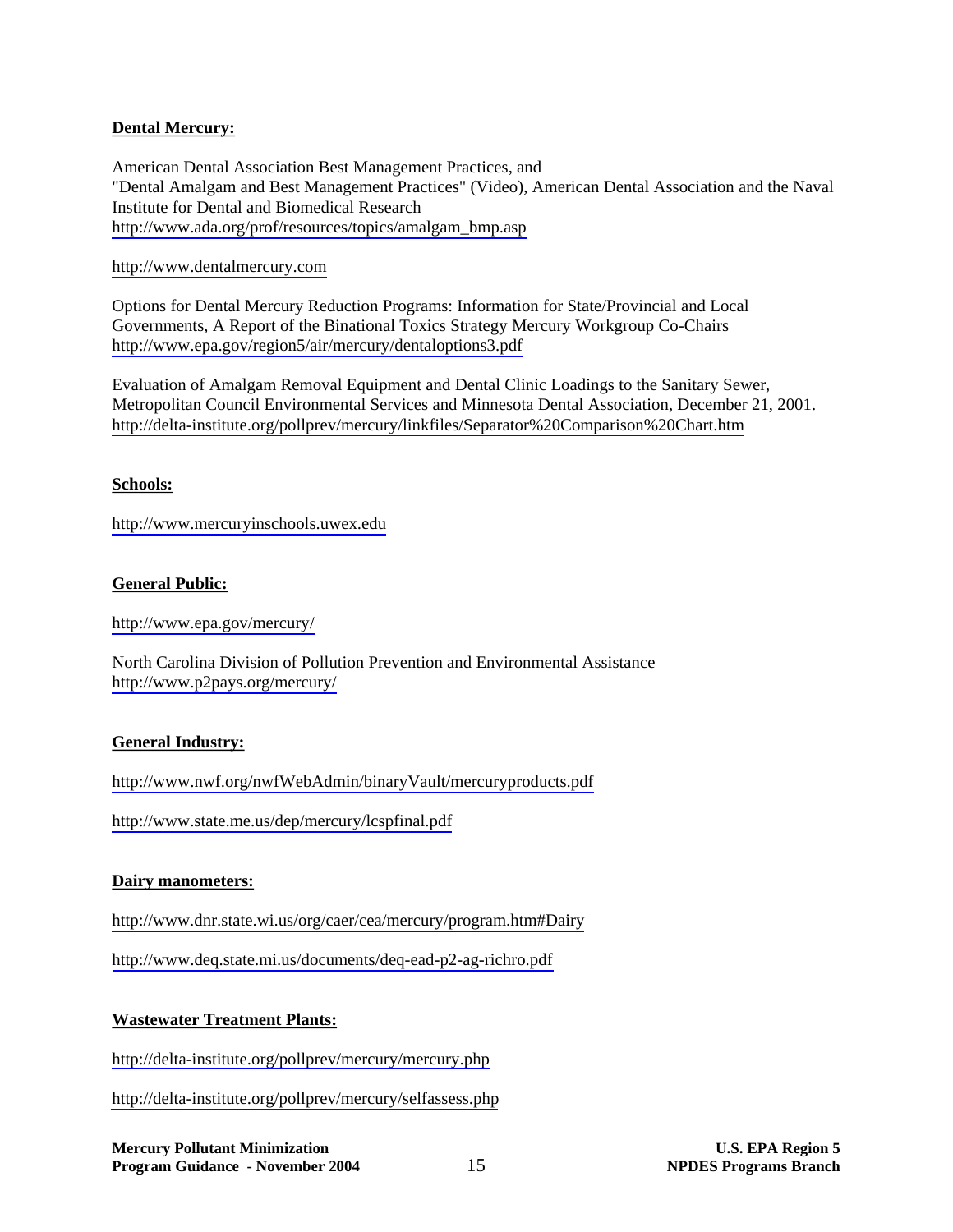**Dental Mercury:**

American Dental Association Best Management Practices, and
"Dental Amalgam and Best Management Practices" (Video), American Dental Association and the Naval Institute for Dental and Biomedical Research
http://www.ada.org/prof/resources/topics/amalgam_bmp.asp

http://www.dentalmercury.com

Options for Dental Mercury Reduction Programs: Information for State/Provincial and Local Governments, A Report of the Binational Toxics Strategy Mercury Workgroup Co-Chairs
http://www.epa.gov/region5/air/mercury/dentaloptions3.pdf

Evaluation of Amalgam Removal Equipment and Dental Clinic Loadings to the Sanitary Sewer, Metropolitan Council Environmental Services and Minnesota Dental Association, December 21, 2001.
http://delta-institute.org/pollprev/mercury/linkfiles/Separator%20Comparison%20Chart.htm

**Schools:**

http://www.mercuryinschools.uwex.edu

**General Public:**

http://www.epa.gov/mercury/

North Carolina Division of Pollution Prevention and Environmental Assistance
http://www.p2pays.org/mercury/

**General Industry:**

http://www.nwf.org/nwfWebAdmin/binaryVault/mercuryproducts.pdf

http://www.state.me.us/dep/mercury/lcspfinal.pdf

**Dairy manometers:**

http://www.dnr.state.wi.us/org/caer/cea/mercury/program.htm#Dairy

http://www.deq.state.mi.us/documents/deq-ead-p2-ag-richro.pdf

**Wastewater Treatment Plants:**

http://delta-institute.org/pollprev/mercury/mercury.php

http://delta-institute.org/pollprev/mercury/selfassess.php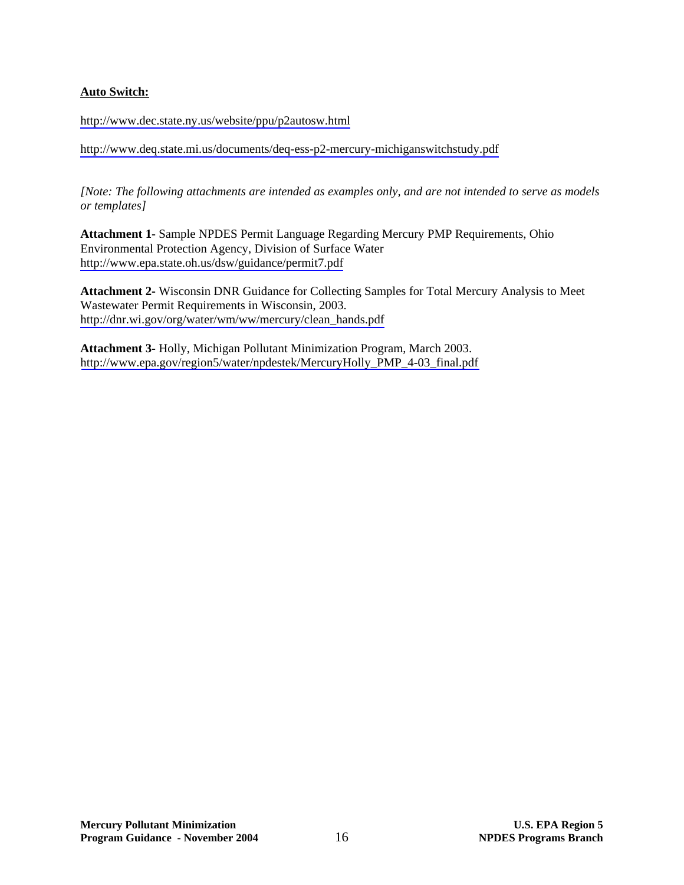**Auto Switch:**

http://www.dec.state.ny.us/website/ppu/p2autosw.html

http://www.deq.state.mi.us/documents/deq-ess-p2-mercury-michiganswitchstudy.pdf

*[Note: The following attachments are intended as examples only, and are not intended to serve as models or templates]*

**Attachment 1-** Sample NPDES Permit Language Regarding Mercury PMP Requirements, Ohio Environmental Protection Agency, Division of Surface Water
http://www.epa.state.oh.us/dsw/guidance/permit7.pdf

**Attachment 2-** Wisconsin DNR Guidance for Collecting Samples for Total Mercury Analysis to Meet Wastewater Permit Requirements in Wisconsin, 2003.
http://dnr.wi.gov/org/water/wm/ww/mercury/clean_hands.pdf

**Attachment 3-** Holly, Michigan Pollutant Minimization Program, March 2003.
http://www.epa.gov/region5/water/npdestek/MercuryHolly_PMP_4-03_final.pdf